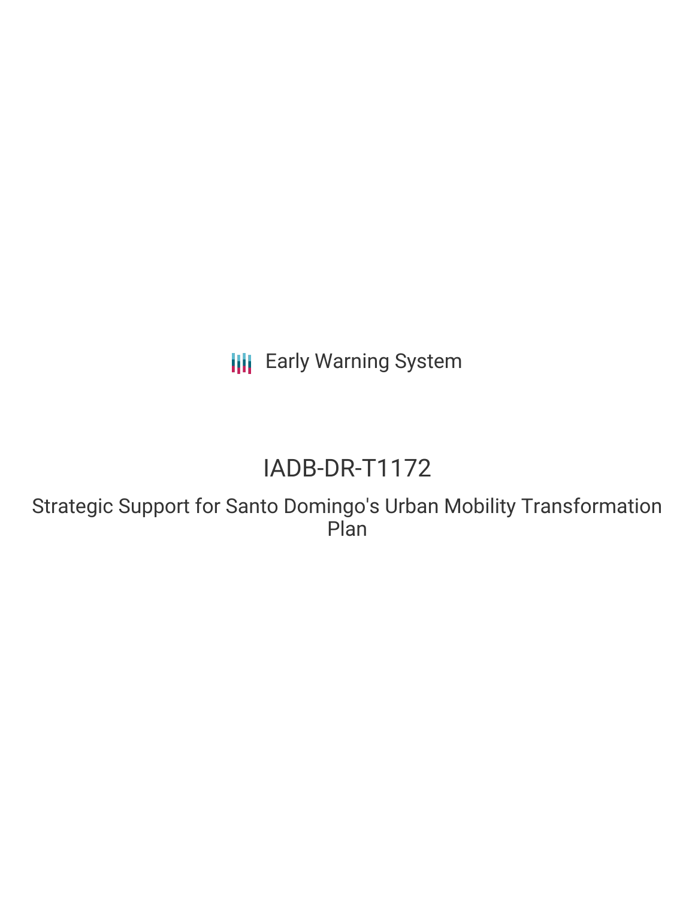Early Warning System

# IADB-DR-T1172

## Strategic Support for Santo Domingo's Urban Mobility Transformation Plan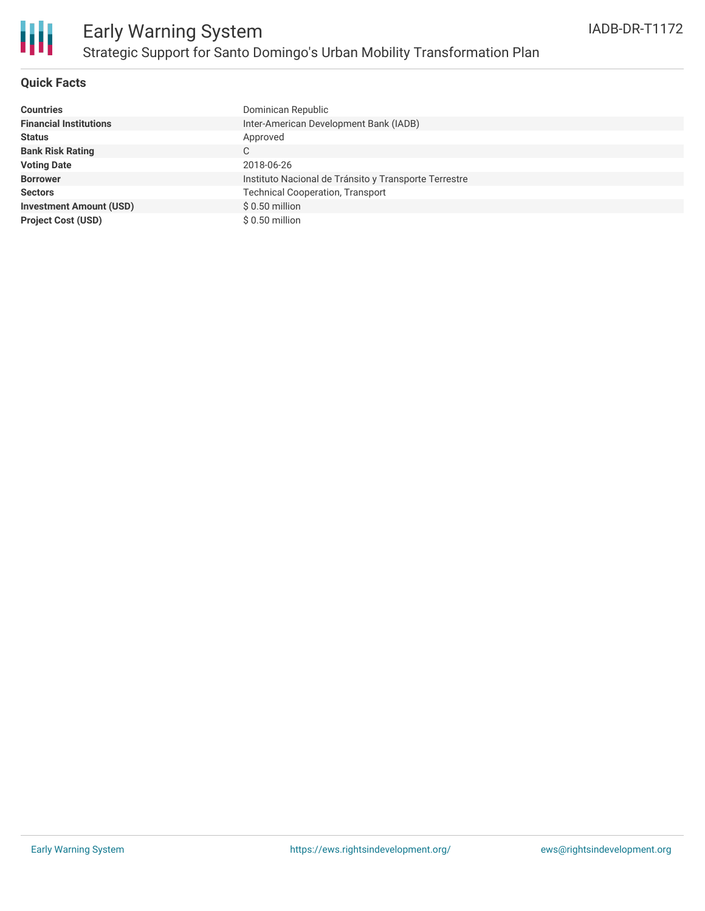# Early Warning System

## Strategic Support for Santo Domingo's Urban Mobility Transformation Plan

IADB-DR-T1172

### Quick Facts

| | |
|---|---|
| **Countries** | Dominican Republic |
| **Financial Institutions** | Inter-American Development Bank (IADB) |
| **Status** | Approved |
| **Bank Risk Rating** | C |
| **Voting Date** | 2018-06-26 |
| **Borrower** | Instituto Nacional de Tránsito y Transporte Terrestre |
| **Sectors** | Technical Cooperation, Transport |
| **Investment Amount (USD)** | $ 0.50 million |
| **Project Cost (USD)** | $ 0.50 million |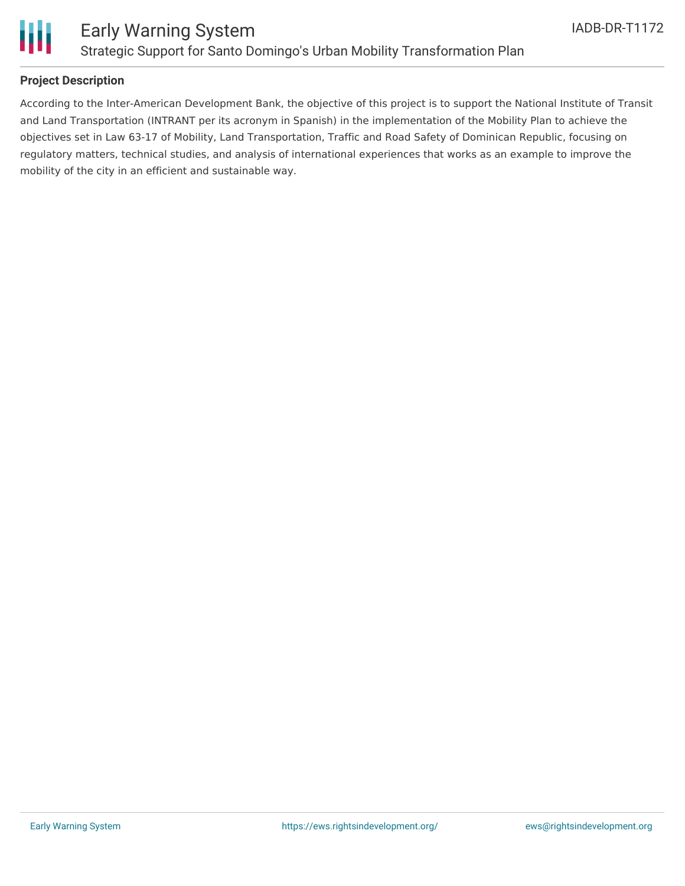## Project Description

According to the Inter-American Development Bank, the objective of this project is to support the National Institute of Transit and Land Transportation (INTRANT per its acronym in Spanish) in the implementation of the Mobility Plan to achieve the objectives set in Law 63-17 of Mobility, Land Transportation, Traffic and Road Safety of Dominican Republic, focusing on regulatory matters, technical studies, and analysis of international experiences that works as an example to improve the mobility of the city in an efficient and sustainable way.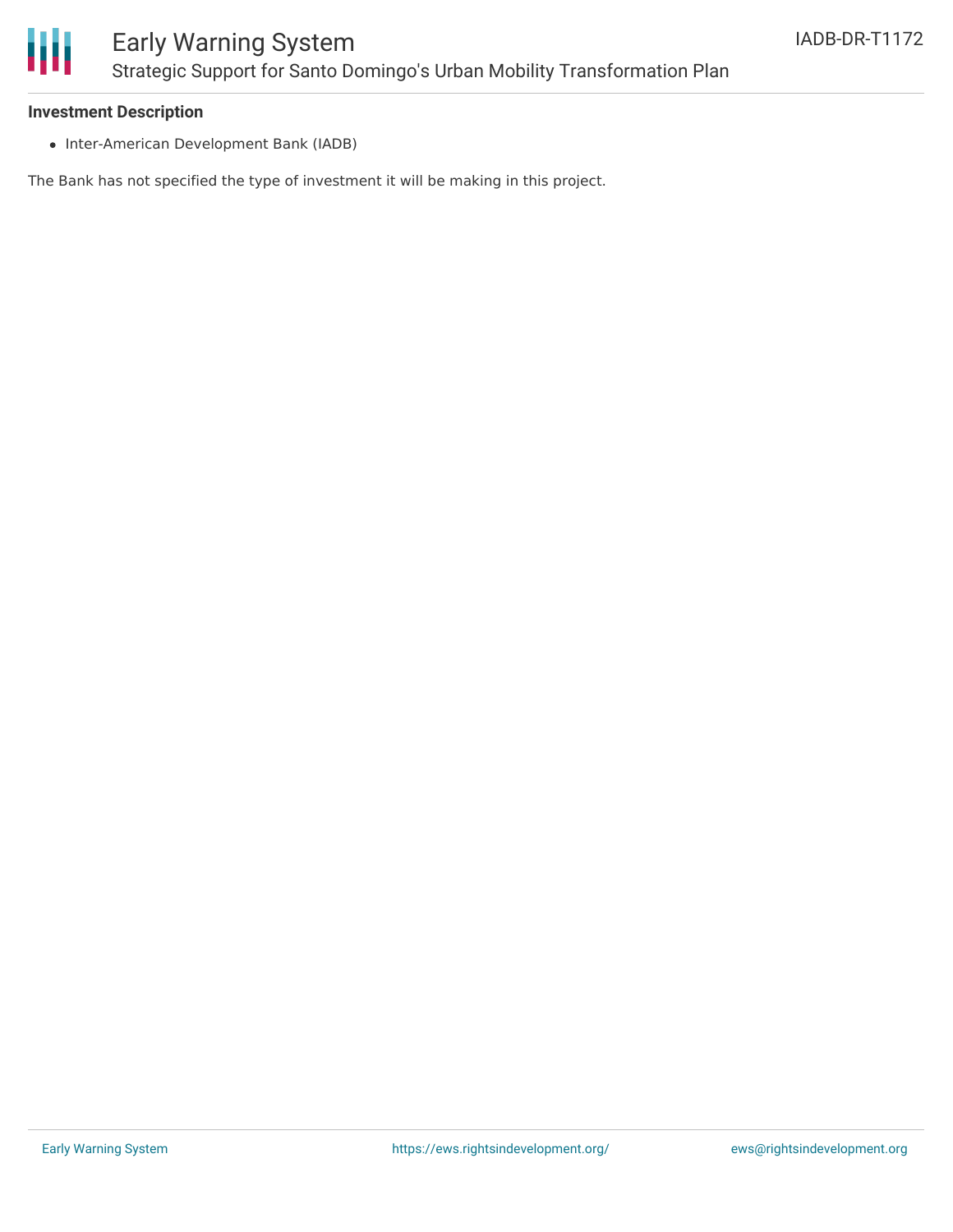### Investment Description

- Inter-American Development Bank (IADB)

The Bank has not specified the type of investment it will be making in this project.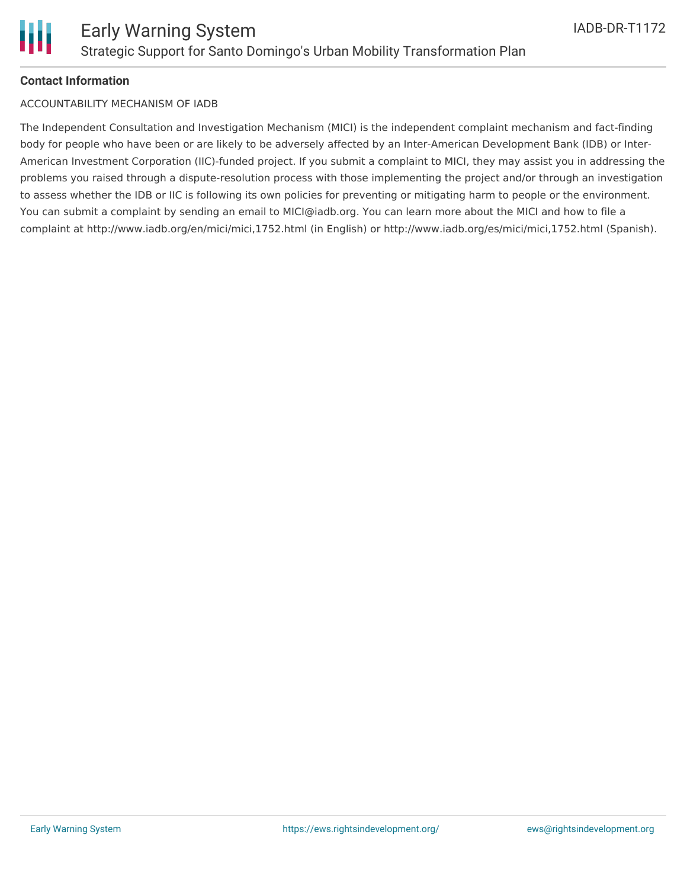**Contact Information**

ACCOUNTABILITY MECHANISM OF IADB

The Independent Consultation and Investigation Mechanism (MICI) is the independent complaint mechanism and fact-finding body for people who have been or are likely to be adversely affected by an Inter-American Development Bank (IDB) or Inter-American Investment Corporation (IIC)-funded project. If you submit a complaint to MICI, they may assist you in addressing the problems you raised through a dispute-resolution process with those implementing the project and/or through an investigation to assess whether the IDB or IIC is following its own policies for preventing or mitigating harm to people or the environment. You can submit a complaint by sending an email to MICI@iadb.org. You can learn more about the MICI and how to file a complaint at http://www.iadb.org/en/mici/mici,1752.html (in English) or http://www.iadb.org/es/mici/mici,1752.html (Spanish).